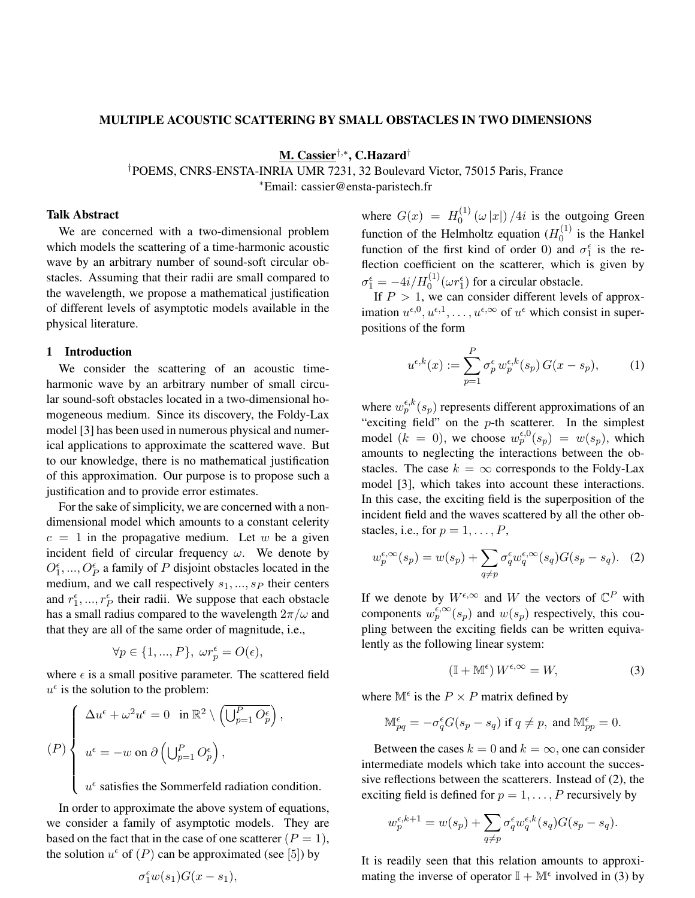# MULTIPLE ACOUSTIC SCATTERING BY SMALL OBSTACLES IN TWO DIMENSIONS

**M. Cassier**[†,*], **C.Hazard**[†]

[†]POEMS, CNRS-ENSTA-INRIA UMR 7231, 32 Boulevard Victor, 75015 Paris, France

[*]Email: cassier@ensta-paristech.fr

### Talk Abstract

We are concerned with a two-dimensional problem which models the scattering of a time-harmonic acoustic wave by an arbitrary number of sound-soft circular obstacles. Assuming that their radii are small compared to the wavelength, we propose a mathematical justification of different levels of asymptotic models available in the physical literature.

## 1 Introduction

We consider the scattering of an acoustic time-harmonic wave by an arbitrary number of small circular sound-soft obstacles located in a two-dimensional homogeneous medium. Since its discovery, the Foldy-Lax model [3] has been used in numerous physical and numerical applications to approximate the scattered wave. But to our knowledge, there is no mathematical justification of this approximation. Our purpose is to propose such a justification and to provide error estimates.

For the sake of simplicity, we are concerned with a non-dimensional model which amounts to a constant celerity $c = 1$ in the propagative medium. Let $w$ be a given incident field of circular frequency $\omega$. We denote by $O_1^\epsilon, ..., O_P^\epsilon$ a family of $P$ disjoint obstacles located in the medium, and we call respectively $s_1, ..., s_P$ their centers and $r_1^\epsilon, ..., r_P^\epsilon$ their radii. We suppose that each obstacle has a small radius compared to the wavelength $2\pi/\omega$ and that they are all of the same order of magnitude, i.e.,

$$\forall p \in \{1, ..., P\}, \ \omega r_p^\epsilon = O(\epsilon),$$

where $\epsilon$ is a small positive parameter. The scattered field $u^\epsilon$ is the solution to the problem:

$$(P) \begin{cases} \Delta u^\epsilon + \omega^2 u^\epsilon = 0 \quad \text{in } \mathbb{R}^2 \setminus \left( \overline{\bigcup_{p=1}^P O_p^\epsilon} \right), \\ u^\epsilon = -w \text{ on } \partial \left( \bigcup_{p=1}^P O_p^\epsilon \right), \\ u^\epsilon \text{ satisfies the Sommerfeld radiation condition.} \end{cases}$$

In order to approximate the above system of equations, we consider a family of asymptotic models. They are based on the fact that in the case of one scatterer ($P = 1$), the solution $u^\epsilon$ of $(P)$ can be approximated (see [5]) by

$$\sigma_1^\epsilon w(s_1) G(x - s_1),$$

where $G(x) = H_0^{(1)}(\omega |x|)/4i$ is the outgoing Green function of the Helmholtz equation ($H_0^{(1)}$ is the Hankel function of the first kind of order 0) and $\sigma_1^\epsilon$ is the reflection coefficient on the scatterer, which is given by $\sigma_1^\epsilon = -4i/H_0^{(1)}(\omega r_1^\epsilon)$ for a circular obstacle.

If $P > 1$, we can consider different levels of approximation $u^{\epsilon,0}, u^{\epsilon,1}, \ldots, u^{\epsilon,\infty}$ of $u^\epsilon$ which consist in superpositions of the form

$$u^{\epsilon,k}(x) := \sum_{p=1}^{P} \sigma_p^\epsilon \, w_p^{\epsilon,k}(s_p) \, G(x - s_p), \tag{1}$$

where $w_p^{\epsilon,k}(s_p)$ represents different approximations of an "exciting field" on the $p$-th scatterer. In the simplest model ($k = 0$), we choose $w_p^{\epsilon,0}(s_p) = w(s_p)$, which amounts to neglecting the interactions between the obstacles. The case $k = \infty$ corresponds to the Foldy-Lax model [3], which takes into account these interactions. In this case, the exciting field is the superposition of the incident field and the waves scattered by all the other obstacles, i.e., for $p = 1, \ldots, P$,

$$w_p^{\epsilon,\infty}(s_p) = w(s_p) + \sum_{q \neq p} \sigma_q^\epsilon w_q^{\epsilon,\infty}(s_q) G(s_p - s_q). \tag{2}$$

If we denote by $W^{\epsilon,\infty}$ and $W$ the vectors of $\mathbb{C}^P$ with components $w_p^{\epsilon,\infty}(s_p)$ and $w(s_p)$ respectively, this coupling between the exciting fields can be written equivalently as the following linear system:

$$(\mathbb{I} + \mathbb{M}^\epsilon) \, W^{\epsilon,\infty} = W, \tag{3}$$

where $\mathbb{M}^\epsilon$ is the $P \times P$ matrix defined by

$$\mathbb{M}_{pq}^\epsilon = -\sigma_q^\epsilon G(s_p - s_q) \text{ if } q \neq p, \text{ and } \mathbb{M}_{pp}^\epsilon = 0.$$

Between the cases $k = 0$ and $k = \infty$, one can consider intermediate models which take into account the successive reflections between the scatterers. Instead of (2), the exciting field is defined for $p = 1, \ldots, P$ recursively by

$$w_p^{\epsilon,k+1} = w(s_p) + \sum_{q \neq p} \sigma_q^\epsilon w_q^{\epsilon,k}(s_q) G(s_p - s_q).$$

It is readily seen that this relation amounts to approximating the inverse of operator $\mathbb{I} + \mathbb{M}^\epsilon$ involved in (3) by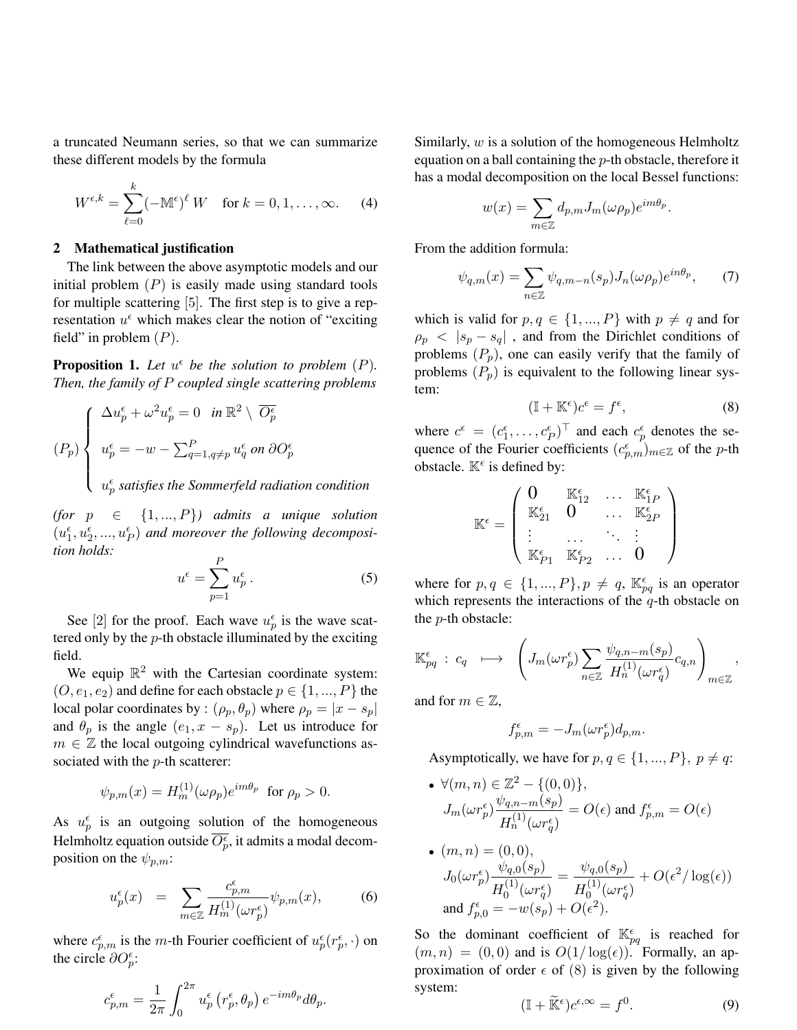a truncated Neumann series, so that we can summarize these different models by the formula

$$W^{\epsilon,k} = \sum_{\ell=0}^{k} (-\mathbb{M}^{\epsilon})^{\ell}\, W \quad \text{for } k = 0, 1, \ldots, \infty. \qquad (4)$$

## 2 Mathematical justification

The link between the above asymptotic models and our initial problem $(P)$ is easily made using standard tools for multiple scattering [5]. The first step is to give a representation $u^{\epsilon}$ which makes clear the notion of "exciting field" in problem $(P)$.

**Proposition 1.** *Let $u^{\epsilon}$ be the solution to problem $(P)$. Then, the family of $P$ coupled single scattering problems*

$$(P_p)\begin{cases} \Delta u_p^{\epsilon} + \omega^2 u_p^{\epsilon} = 0 \quad \text{in } \mathbb{R}^2 \setminus \overline{O_p^{\epsilon}} \\ u_p^{\epsilon} = -w - \sum_{q=1, q\neq p}^{P} u_q^{\epsilon} \text{ on } \partial O_p^{\epsilon} \\ u_p^{\epsilon} \text{ satisfies the Sommerfeld radiation condition} \end{cases}$$

*(for $p \in \{1, ..., P\}$) admits a unique solution $(u_1^{\epsilon}, u_2^{\epsilon}, ..., u_P^{\epsilon})$ and moreover the following decomposition holds:*

$$u^{\epsilon} = \sum_{p=1}^{P} u_p^{\epsilon}\,. \qquad (5)$$

See [2] for the proof. Each wave $u_p^{\epsilon}$ is the wave scattered only by the $p$-th obstacle illuminated by the exciting field.

We equip $\mathbb{R}^2$ with the Cartesian coordinate system: $(O, e_1, e_2)$ and define for each obstacle $p \in \{1, ..., P\}$ the local polar coordinates by : $(\rho_p, \theta_p)$ where $\rho_p = |x - s_p|$ and $\theta_p$ is the angle $(e_1, x - s_p)$. Let us introduce for $m \in \mathbb{Z}$ the local outgoing cylindrical wavefunctions associated with the $p$-th scatterer:

$$\psi_{p,m}(x) = H_m^{(1)}(\omega\rho_p)e^{im\theta_p} \;\text{ for } \rho_p > 0.$$

As $u_p^{\epsilon}$ is an outgoing solution of the homogeneous Helmholtz equation outside $\overline{O_p^{\epsilon}}$, it admits a modal decomposition on the $\psi_{p,m}$:

$$u_p^{\epsilon}(x) \;=\; \sum_{m\in\mathbb{Z}} \frac{c_{p,m}^{\epsilon}}{H_m^{(1)}(\omega r_p^{\epsilon})}\psi_{p,m}(x), \qquad (6)$$

where $c_{p,m}^{\epsilon}$ is the $m$-th Fourier coefficient of $u_p^{\epsilon}(r_p^{\epsilon}, \cdot)$ on the circle $\partial O_p^{\epsilon}$:

$$c_{p,m}^{\epsilon} = \frac{1}{2\pi}\int_0^{2\pi} u_p^{\epsilon}\left(r_p^{\epsilon}, \theta_p\right) e^{-im\theta_p} d\theta_p.$$

Similarly, $w$ is a solution of the homogeneous Helmholtz equation on a ball containing the $p$-th obstacle, therefore it has a modal decomposition on the local Bessel functions:

$$w(x) = \sum_{m\in\mathbb{Z}} d_{p,m} J_m(\omega\rho_p)e^{im\theta_p}.$$

From the addition formula:

$$\psi_{q,m}(x) = \sum_{n\in\mathbb{Z}} \psi_{q,m-n}(s_p) J_n(\omega\rho_p)e^{in\theta_p}, \qquad (7)$$

which is valid for $p, q \in \{1, ..., P\}$ with $p \neq q$ and for $\rho_p < |s_p - s_q|$ , and from the Dirichlet conditions of problems $(P_p)$, one can easily verify that the family of problems $(P_p)$ is equivalent to the following linear system:

$$(\mathbb{I} + \mathbb{K}^{\epsilon})c^{\epsilon} = f^{\epsilon}, \qquad (8)$$

where $c^{\epsilon} = (c_1^{\epsilon}, \ldots, c_P^{\epsilon})^{\top}$ and each $c_p^{\epsilon}$ denotes the sequence of the Fourier coefficients $(c_{p,m}^{\epsilon})_{m\in\mathbb{Z}}$ of the $p$-th obstacle. $\mathbb{K}^{\epsilon}$ is defined by:

$$\mathbb{K}^{\epsilon} = \begin{pmatrix} 0 & \mathbb{K}_{12}^{\epsilon} & \ldots & \mathbb{K}_{1P}^{\epsilon} \\ \mathbb{K}_{21}^{\epsilon} & 0 & \ldots & \mathbb{K}_{2P}^{\epsilon} \\ \vdots & \ldots & \ddots & \vdots \\ \mathbb{K}_{P1}^{\epsilon} & \mathbb{K}_{P2}^{\epsilon} & \ldots & 0 \end{pmatrix}$$

where for $p, q \in \{1, ..., P\}, p \neq q$, $\mathbb{K}_{pq}^{\epsilon}$ is an operator which represents the interactions of the $q$-th obstacle on the $p$-th obstacle:

$$\mathbb{K}_{pq}^{\epsilon} \,:\, c_q \;\longmapsto\; \left( J_m(\omega r_p^{\epsilon}) \sum_{n\in\mathbb{Z}} \frac{\psi_{q,n-m}(s_p)}{H_n^{(1)}(\omega r_q^{\epsilon})} c_{q,n} \right)_{m\in\mathbb{Z}},$$

and for $m \in \mathbb{Z}$,

$$f_{p,m}^{\epsilon} = -J_m(\omega r_p^{\epsilon}) d_{p,m}.$$

Asymptotically, we have for $p, q \in \{1, ..., P\},\; p \neq q$:

- $\forall (m, n) \in \mathbb{Z}^2 - \{(0, 0)\}$,
  $J_m(\omega r_p^{\epsilon})\dfrac{\psi_{q,n-m}(s_p)}{H_n^{(1)}(\omega r_q^{\epsilon})} = O(\epsilon)$ and $f_{p,m}^{\epsilon} = O(\epsilon)$
- $(m, n) = (0, 0)$,
  $J_0(\omega r_p^{\epsilon})\dfrac{\psi_{q,0}(s_p)}{H_0^{(1)}(\omega r_q^{\epsilon})} = \dfrac{\psi_{q,0}(s_p)}{H_0^{(1)}(\omega r_q^{\epsilon})} + O(\epsilon^2/\log(\epsilon))$
  and $f_{p,0}^{\epsilon} = -w(s_p) + O(\epsilon^2)$.

So the dominant coefficient of $\mathbb{K}_{pq}^{\epsilon}$ is reached for $(m, n) = (0, 0)$ and is $O(1/\log(\epsilon))$. Formally, an approximation of order $\epsilon$ of (8) is given by the following system:

$$(\mathbb{I} + \widetilde{\mathbb{K}}^{\epsilon})c^{\epsilon,\infty} = f^0. \qquad (9)$$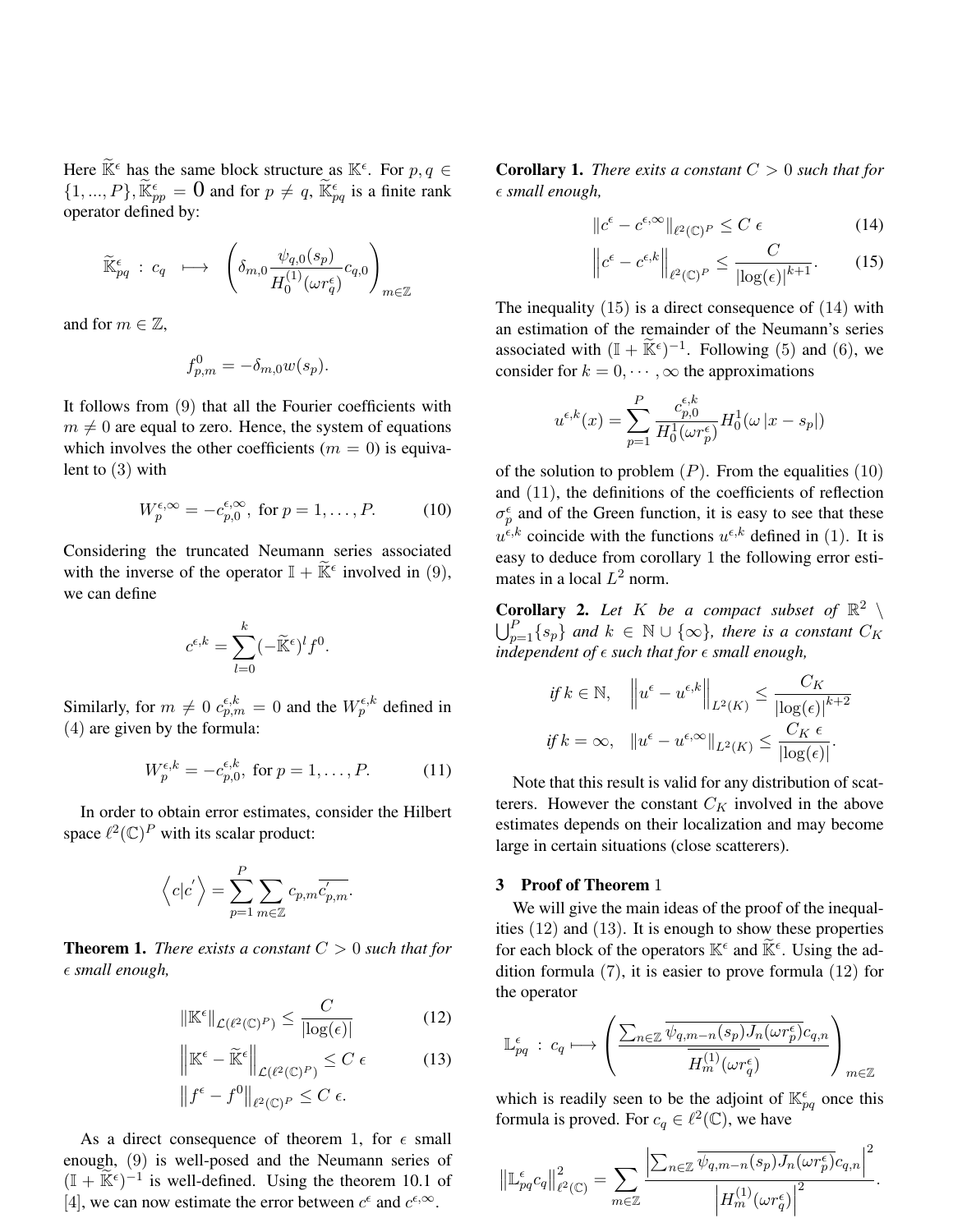Here $\widetilde{\mathbb{K}}^\epsilon$ has the same block structure as $\mathbb{K}^\epsilon$. For $p, q \in \{1, ..., P\}, \widetilde{\mathbb{K}}^\epsilon_{pp} = 0$ and for $p \neq q$, $\widetilde{\mathbb{K}}^\epsilon_{pq}$ is a finite rank operator defined by:

$$\widetilde{\mathbb{K}}^\epsilon_{pq} \;:\; c_q \;\longmapsto\; \left( \delta_{m,0} \frac{\psi_{q,0}(s_p)}{H_0^{(1)}(\omega r_q^\epsilon)} c_{q,0} \right)_{m \in \mathbb{Z}}$$

and for $m \in \mathbb{Z}$,

$$f^0_{p,m} = -\delta_{m,0} w(s_p).$$

It follows from (9) that all the Fourier coefficients with $m \neq 0$ are equal to zero. Hence, the system of equations which involves the other coefficients ($m = 0$) is equivalent to (3) with

$$W_p^{\epsilon,\infty} = -c^{\epsilon,\infty}_{p,0}, \text{ for } p = 1, \ldots, P. \tag{10}$$

Considering the truncated Neumann series associated with the inverse of the operator $\mathbb{I} + \widetilde{\mathbb{K}}^\epsilon$ involved in (9), we can define

$$c^{\epsilon,k} = \sum_{l=0}^{k} (-\widetilde{\mathbb{K}}^\epsilon)^l f^0.$$

Similarly, for $m \neq 0$ $c^{\epsilon,k}_{p,m} = 0$ and the $W_p^{\epsilon,k}$ defined in (4) are given by the formula:

$$W_p^{\epsilon,k} = -c^{\epsilon,k}_{p,0}, \text{ for } p = 1, \ldots, P. \tag{11}$$

In order to obtain error estimates, consider the Hilbert space $\ell^2(\mathbb{C})^P$ with its scalar product:

$$\left\langle c | c' \right\rangle = \sum_{p=1}^{P} \sum_{m \in \mathbb{Z}} c_{p,m} \overline{c'_{p,m}}.$$

**Theorem 1.** *There exists a constant $C > 0$ such that for $\epsilon$ small enough,*

$$\|\mathbb{K}^\epsilon\|_{\mathcal{L}(\ell^2(\mathbb{C})^P)} \leq \frac{C}{|\log(\epsilon)|} \tag{12}$$

$$\left\|\mathbb{K}^\epsilon - \widetilde{\mathbb{K}}^\epsilon\right\|_{\mathcal{L}(\ell^2(\mathbb{C})^P)} \leq C\,\epsilon \tag{13}$$

$$\left\|f^\epsilon - f^0\right\|_{\ell^2(\mathbb{C})^P} \leq C\,\epsilon.$$

As a direct consequence of theorem 1, for $\epsilon$ small enough, (9) is well-posed and the Neumann series of $(\mathbb{I} + \widetilde{\mathbb{K}}^\epsilon)^{-1}$ is well-defined. Using the theorem 10.1 of [4], we can now estimate the error between $c^\epsilon$ and $c^{\epsilon,\infty}$.

**Corollary 1.** *There exits a constant $C > 0$ such that for $\epsilon$ small enough,*

$$\|c^\epsilon - c^{\epsilon,\infty}\|_{\ell^2(\mathbb{C})^P} \leq C\,\epsilon \tag{14}$$

$$\left\|c^\epsilon - c^{\epsilon,k}\right\|_{\ell^2(\mathbb{C})^P} \leq \frac{C}{|\log(\epsilon)|^{k+1}}. \tag{15}$$

The inequality (15) is a direct consequence of (14) with an estimation of the remainder of the Neumann's series associated with $(\mathbb{I} + \widetilde{\mathbb{K}}^\epsilon)^{-1}$. Following (5) and (6), we consider for $k = 0, \cdots, \infty$ the approximations

$$u^{\epsilon,k}(x) = \sum_{p=1}^{P} \frac{c^{\epsilon,k}_{p,0}}{H_0^1(\omega r_p^\epsilon)} H_0^1(\omega\,|x - s_p|)$$

of the solution to problem $(P)$. From the equalities (10) and (11), the definitions of the coefficients of reflection $\sigma_p^\epsilon$ and of the Green function, it is easy to see that these $u^{\epsilon,k}$ coincide with the functions $u^{\epsilon,k}$ defined in (1). It is easy to deduce from corollary 1 the following error estimates in a local $L^2$ norm.

**Corollary 2.** *Let $K$ be a compact subset of $\mathbb{R}^2 \setminus \bigcup_{p=1}^{P}\{s_p\}$ and $k \in \mathbb{N} \cup \{\infty\}$, there is a constant $C_K$ independent of $\epsilon$ such that for $\epsilon$ small enough,*

$$\text{if } k \in \mathbb{N}, \quad \left\|u^\epsilon - u^{\epsilon,k}\right\|_{L^2(K)} \leq \frac{C_K}{|\log(\epsilon)|^{k+2}}$$

$$\text{if } k = \infty, \quad \|u^\epsilon - u^{\epsilon,\infty}\|_{L^2(K)} \leq \frac{C_K\,\epsilon}{|\log(\epsilon)|}.$$

Note that this result is valid for any distribution of scatterers. However the constant $C_K$ involved in the above estimates depends on their localization and may become large in certain situations (close scatterers).

## 3 Proof of Theorem 1

We will give the main ideas of the proof of the inequalities (12) and (13). It is enough to show these properties for each block of the operators $\mathbb{K}^\epsilon$ and $\widetilde{\mathbb{K}}^\epsilon$. Using the addition formula (7), it is easier to prove formula (12) for the operator

$$\mathbb{L}^\epsilon_{pq} \;:\; c_q \longmapsto \left( \frac{\sum_{n \in \mathbb{Z}} \overline{\psi_{q,m-n}(s_p) J_n(\omega r_p^\epsilon)} c_{q,n}}{\overline{H_m^{(1)}(\omega r_q^\epsilon)}} \right)_{m \in \mathbb{Z}}$$

which is readily seen to be the adjoint of $\mathbb{K}^\epsilon_{pq}$ once this formula is proved. For $c_q \in \ell^2(\mathbb{C})$, we have

$$\left\|\mathbb{L}^\epsilon_{pq} c_q\right\|^2_{\ell^2(\mathbb{C})} = \sum_{m \in \mathbb{Z}} \frac{\left|\sum_{n \in \mathbb{Z}} \overline{\psi_{q,m-n}(s_p) J_n(\omega r_p^\epsilon)} c_{q,n}\right|^2}{\left|H_m^{(1)}(\omega r_q^\epsilon)\right|^2}.$$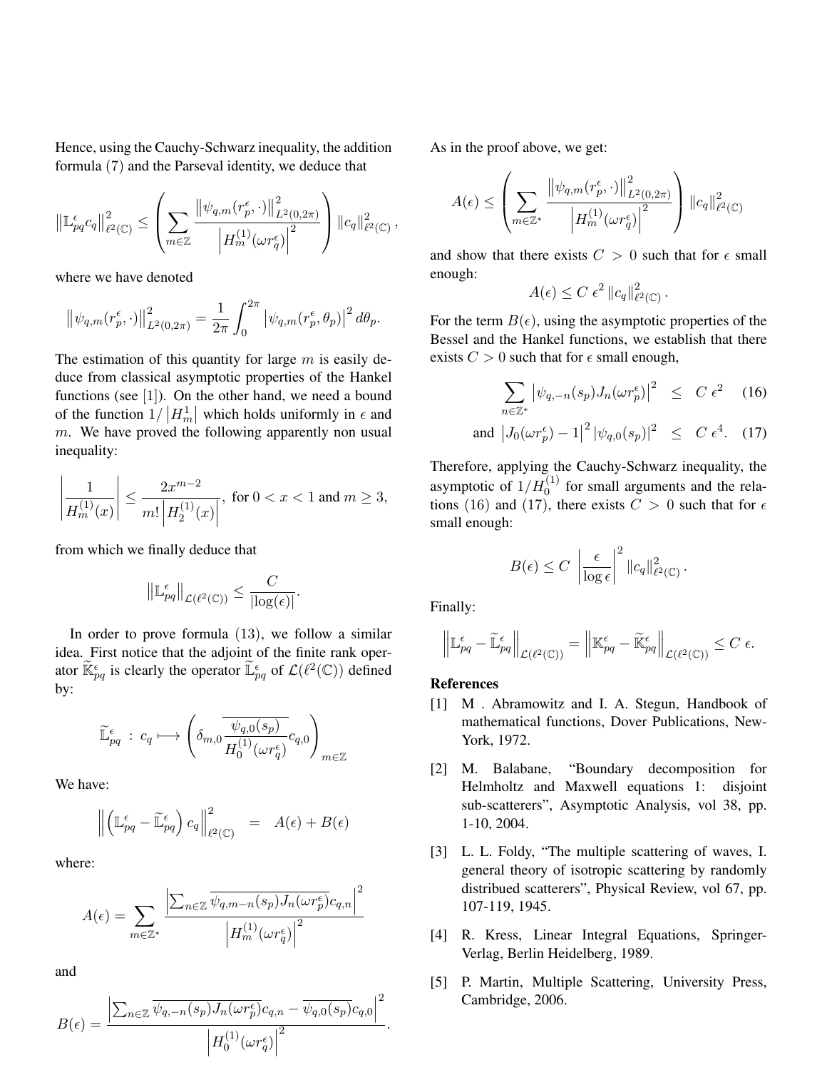Hence, using the Cauchy-Schwarz inequality, the addition formula (7) and the Parseval identity, we deduce that

$$\left\|\mathbb{L}^{\epsilon}_{pq} c_q\right\|^2_{\ell^2(\mathbb{C})} \leq \left( \sum_{m\in\mathbb{Z}} \frac{\left\|\psi_{q,m}(r^{\epsilon}_p,\cdot)\right\|^2_{L^2(0,2\pi)}}{\left|H^{(1)}_m(\omega r^{\epsilon}_q)\right|^2} \right) \|c_q\|^2_{\ell^2(\mathbb{C})},$$

where we have denoted

$$\left\|\psi_{q,m}(r^{\epsilon}_p,\cdot)\right\|^2_{L^2(0,2\pi)} = \frac{1}{2\pi}\int_0^{2\pi} \left|\psi_{q,m}(r^{\epsilon}_p,\theta_p)\right|^2 d\theta_p.$$

The estimation of this quantity for large $m$ is easily deduce from classical asymptotic properties of the Hankel functions (see [1]). On the other hand, we need a bound of the function $1/\left|H^1_m\right|$ which holds uniformly in $\epsilon$ and $m$. We have proved the following apparently non usual inequality:

$$\left|\frac{1}{H^{(1)}_m(x)}\right| \leq \frac{2x^{m-2}}{m!\left|H^{(1)}_2(x)\right|}, \text{ for } 0<x<1 \text{ and } m\geq 3,$$

from which we finally deduce that

$$\left\|\mathbb{L}^{\epsilon}_{pq}\right\|_{\mathcal{L}(\ell^2(\mathbb{C}))} \leq \frac{C}{|\log(\epsilon)|}.$$

In order to prove formula (13), we follow a similar idea. First notice that the adjoint of the finite rank operator $\widetilde{\mathbb{K}}^{\epsilon}_{pq}$ is clearly the operator $\widetilde{\mathbb{L}}^{\epsilon}_{pq}$ of $\mathcal{L}(\ell^2(\mathbb{C}))$ defined by:

$$\widetilde{\mathbb{L}}^{\epsilon}_{pq} \,:\, c_q \longmapsto \left( \delta_{m,0} \frac{\overline{\psi_{q,0}(s_p)}}{H^{(1)}_0(\omega r^{\epsilon}_q)} c_{q,0} \right)_{m\in\mathbb{Z}}$$

We have:

$$\left\|\left(\mathbb{L}^{\epsilon}_{pq} - \widetilde{\mathbb{L}}^{\epsilon}_{pq}\right) c_q\right\|^2_{\ell^2(\mathbb{C})} \;=\; A(\epsilon) + B(\epsilon)$$

where:

$$A(\epsilon) = \sum_{m\in\mathbb{Z}^*} \frac{\left|\sum_{n\in\mathbb{Z}} \overline{\psi_{q,m-n}(s_p) J_n(\omega r^{\epsilon}_p)} c_{q,n}\right|^2}{\left|H^{(1)}_m(\omega r^{\epsilon}_q)\right|^2}$$

and

$$B(\epsilon) = \frac{\left|\sum_{n\in\mathbb{Z}} \overline{\psi_{q,-n}(s_p) J_n(\omega r^{\epsilon}_p)} c_{q,n} - \overline{\psi_{q,0}(s_p)} c_{q,0}\right|^2}{\left|H^{(1)}_0(\omega r^{\epsilon}_q)\right|^2}.$$

As in the proof above, we get:

$$A(\epsilon) \leq \left( \sum_{m\in\mathbb{Z}^*} \frac{\left\|\psi_{q,m}(r^{\epsilon}_p,\cdot)\right\|^2_{L^2(0,2\pi)}}{\left|H^{(1)}_m(\omega r^{\epsilon}_q)\right|^2} \right) \|c_q\|^2_{\ell^2(\mathbb{C})}$$

and show that there exists $C>0$ such that for $\epsilon$ small enough:

$$A(\epsilon) \leq C\,\epsilon^2 \|c_q\|^2_{\ell^2(\mathbb{C})}.$$

For the term $B(\epsilon)$, using the asymptotic properties of the Bessel and the Hankel functions, we establish that there exists $C>0$ such that for $\epsilon$ small enough,

$$\sum_{n\in\mathbb{Z}^*} \left|\psi_{q,-n}(s_p) J_n(\omega r^{\epsilon}_p)\right|^2 \;\leq\; C\,\epsilon^2 \quad (16)$$

$$\text{and } \left|J_0(\omega r^{\epsilon}_p) - 1\right|^2 |\psi_{q,0}(s_p)|^2 \;\leq\; C\,\epsilon^4. \quad (17)$$

Therefore, applying the Cauchy-Schwarz inequality, the asymptotic of $1/H^{(1)}_0$ for small arguments and the relations (16) and (17), there exists $C>0$ such that for $\epsilon$ small enough:

$$B(\epsilon) \leq C\,\left|\frac{\epsilon}{\log\epsilon}\right|^2 \|c_q\|^2_{\ell^2(\mathbb{C})}.$$

Finally:

$$\left\|\mathbb{L}^{\epsilon}_{pq} - \widetilde{\mathbb{L}}^{\epsilon}_{pq}\right\|_{\mathcal{L}(\ell^2(\mathbb{C}))} = \left\|\mathbb{K}^{\epsilon}_{pq} - \widetilde{\mathbb{K}}^{\epsilon}_{pq}\right\|_{\mathcal{L}(\ell^2(\mathbb{C}))} \leq C\,\epsilon.$$

## References

[1] M . Abramowitz and I. A. Stegun, Handbook of mathematical functions, Dover Publications, New-York, 1972.

[2] M. Balabane, "Boundary decomposition for Helmholtz and Maxwell equations 1: disjoint sub-scatterers", Asymptotic Analysis, vol 38, pp. 1-10, 2004.

[3] L. L. Foldy, "The multiple scattering of waves, I. general theory of isotropic scattering by randomly distribued scatterers", Physical Review, vol 67, pp. 107-119, 1945.

[4] R. Kress, Linear Integral Equations, Springer-Verlag, Berlin Heidelberg, 1989.

[5] P. Martin, Multiple Scattering, University Press, Cambridge, 2006.